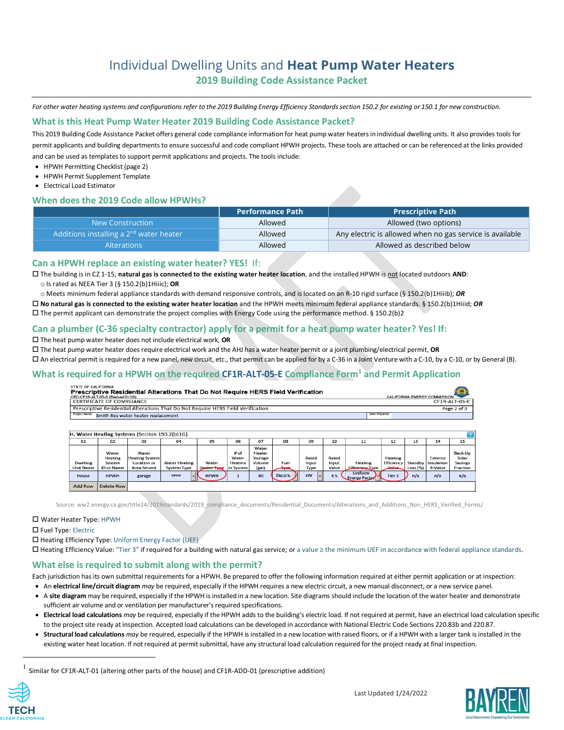# Individual Dwelling Units and **Heat Pump Water Heaters**

## 2019 Building Code Assistance Packet

*For other water heating systems and configurations refer to the 2019 Building Energy Efficiency Standards section 150.2 for existing or 150.1 for new construction.*

## What is this Heat Pump Water Heater 2019 Building Code Assistance Packet?

This 2019 Building Code Assistance Packet offers general code compliance information for heat pump water heaters in individual dwelling units. It also provides tools for permit applicants and building departments to ensure successful and code compliant HPWH projects. These tools are attached or can be referenced at the links provided and can be used as templates to support permit applications and projects. The tools include:

- HPWH Permitting Checklist (page 2)
- HPWH Permit Supplement Template
- Electrical Load Estimator

## When does the 2019 Code allow HPWHs?

| | Performance Path | Prescriptive Path |
|---|---|---|
| New Construction | Allowed | Allowed (two options) |
| Additions installing a 2nd water heater | Allowed | Any electric is allowed when no gas service is available |
| Alterations | Allowed | Allowed as described below |

## Can a HPWH replace an existing water heater? YES! If:

☐ The building is in CZ 1-15, **natural gas is connected to the existing water heater location**, and the installed HPWH is not located outdoors **AND**:

- ○ Is rated as NEEA Tier 3 (§ 150.2(b)1Hiiic); **OR**
- ○ Meets minimum federal appliance standards with demand responsive controls, and is located on an R-10 rigid surface (§ 150.2(b)1Hiiib); ***OR***

☐ **No natural gas is connected to the existing water heater location** and the HPWH meets minimum federal appliance standards. § 150.2(b)1Hiiid; ***OR***

☐ The permit applicant can demonstrate the project complies with Energy Code using the performance method. § 150.2(b)2

## Can a plumber (C-36 specialty contractor) apply for a permit for a heat pump water heater? Yes! If:

☐ The heat pump water heater does not include electrical work, **OR**

☐ The heat pump water heater does require electrical work and the AHJ has a water heater permit or a joint plumbing/electrical permit, **OR**

☐ An electrical permit is required for a new panel, new circuit, etc., that permit can be applied for by a C-36 in a Joint Venture with a C-10, by a C-10, or by General (B).

## What is required for a HPWH on the required CF1R-ALT-05-E Compliance Form[1] and Permit Application

STATE OF CALIFORNIA
**Prescriptive Residential Alterations That Do Not Require HERS Field Verification**
CEC-CF1R-ALT-05-E (Revised 01/20) — CALIFORNIA ENERGY COMMISSION
CERTIFICATE OF COMPLIANCE — CF1R-ALT-05-E
Prescriptive Residential Alterations That Do Not Require HERS Field Verification — Page 2 of 3
Project Name: Smith Res water heater replacement — Date Prepared:

H. Water Heating Systems (Section 150.2(b)1G)

| 01 | 02 | 03 | 04 | 05 | 06 | 07 | 08 | 09 | 10 | 11 | 12 | 13 | 14 | 15 |
|---|---|---|---|---|---|---|---|---|---|---|---|---|---|---|
| Dwelling Unit Name | Water Heating System ID or Name | Water Heating System Location or Area Served | Water Heating System Type | Water Heater Type | # of Water Heaters in System | Water Heater Storage Volume (gal) | Fuel Type | Rated Input Type | Rated Input Value | Heating Efficiency Type | Heating Efficiency Value | Standby Loss (%) | Exterior Insulation R-Value | Back-Up Solar Savings Fraction |
| House | HPWH | garage | DHW | HPWH | 1 | 80 | Electric | kW | 4.5 | Uniform Energy Factor | Tier 3 | n/a | n/a | n/a |

Source: ww2.energy.ca.gov/title24/2019standards/2019_compliance_documents/Residential_Documents/Alterations_and_Additions_Non_HERS_Verified_Forms/

☐ Water Heater Type: HPWH

☐ Fuel Type: Electric

☐ Heating Efficiency Type: Uniform Energy Factor (UEF)

☐ Heating Efficiency Value: "Tier 3" if required for a building with natural gas service; or a value ≥ the minimum UEF in accordance with federal appliance standards.

## What else is required to submit along with the permit?

Each jurisdiction has its own submittal requirements for a HPWH. Be prepared to offer the following information required at either permit application or at inspection:

- An **electrical line/circuit diagram** *may* be required, especially if the HPWH requires a new electric circuit, a new manual disconnect, or a new service panel.
- A **site diagram** may be required, especially if the HPWH is installed in a new location. Site diagrams should include the location of the water heater and demonstrate sufficient air volume and or ventilation per manufacturer's required specifications.
- **Electrical load calculations** *may* be required, especially if the HPWH adds to the building's electric load. If not required at permit, have an electrical load calculation specific to the project site ready at inspection. Accepted load calculations can be developed in accordance with National Electric Code Sections 220.83b and 220.87.
- **Structural load calculations** *may* be required, especially if the HPWH is installed in a new location with raised floors, or if a HPWH with a larger tank is installed in the existing water heat location. If not required at permit submittal, have any structural load calculation required for the project ready at final inspection.

[1] Similar for CF1R-ALT-01 (altering other parts of the house) and CF1R-ADD-01 (prescriptive addition)

Last Updated 1/24/2022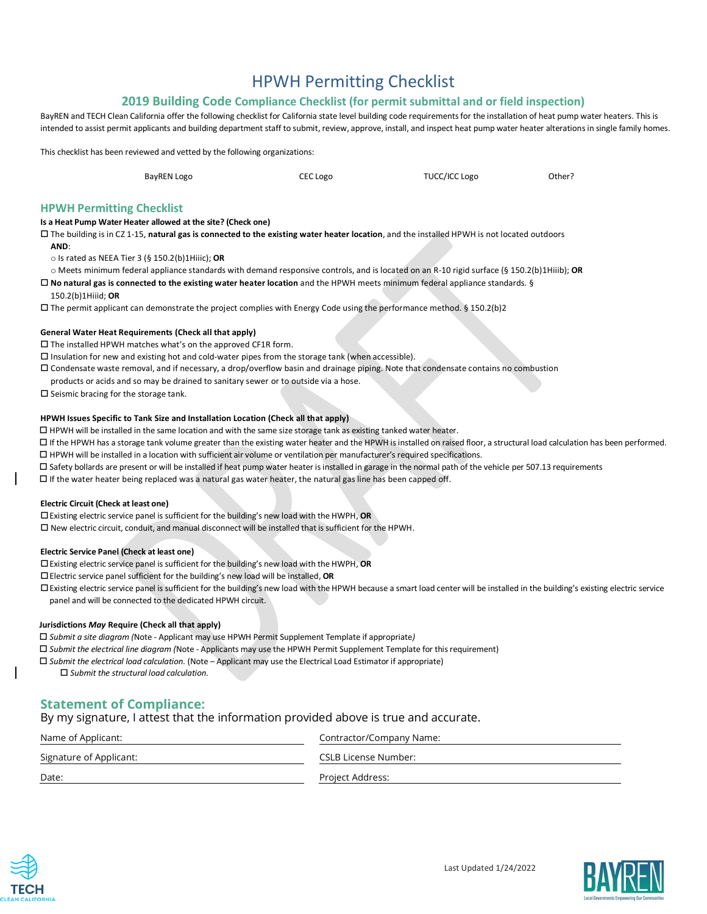# HPWH Permitting Checklist

## 2019 Building Code Compliance Checklist (for permit submittal and or field inspection)

BayREN and TECH Clean California offer the following checklist for California state level building code requirements for the installation of heat pump water heaters. This is intended to assist permit applicants and building department staff to submit, review, approve, install, and inspect heat pump water heater alterations in single family homes.

This checklist has been reviewed and vetted by the following organizations:

BayREN Logo　　CEC Logo　　TUCC/ICC Logo　　Other?

## HPWH Permitting Checklist

**Is a Heat Pump Water Heater allowed at the site? (Check one)**

☐ The building is in CZ 1-15, **natural gas is connected to the existing water heater location**, and the installed HPWH is not located outdoors **AND**:
- ○ Is rated as NEEA Tier 3 (§ 150.2(b)1Hiiic); **OR**
- ○ Meets minimum federal appliance standards with demand responsive controls, and is located on an R-10 rigid surface (§ 150.2(b)1Hiiib); **OR**

☐ **No natural gas is connected to the existing water heater location** and the HPWH meets minimum federal appliance standards. § 150.2(b)1Hiiid; **OR**

☐ The permit applicant can demonstrate the project complies with Energy Code using the performance method. § 150.2(b)2

**General Water Heat Requirements (Check all that apply)**

☐ The installed HPWH matches what's on the approved CF1R form.
☐ Insulation for new and existing hot and cold-water pipes from the storage tank (when accessible).
☐ Condensate waste removal, and if necessary, a drop/overflow basin and drainage piping. Note that condensate contains no combustion products or acids and so may be drained to sanitary sewer or to outside via a hose.
☐ Seismic bracing for the storage tank.

**HPWH Issues Specific to Tank Size and Installation Location (Check all that apply)**

☐ HPWH will be installed in the same location and with the same size storage tank as existing tanked water heater.
☐ If the HPWH has a storage tank volume greater than the existing water heater and the HPWH is installed on raised floor, a structural load calculation has been performed.
☐ HPWH will be installed in a location with sufficient air volume or ventilation per manufacturer's required specifications.
☐ Safety bollards are present or will be installed if heat pump water heater is installed in garage in the normal path of the vehicle per 507.13 requirements
☐ If the water heater being replaced was a natural gas water heater, the natural gas line has been capped off.

**Electric Circuit (Check at least one)**

☐ Existing electric service panel is sufficient for the building's new load with the HWPH, **OR**
☐ New electric circuit, conduit, and manual disconnect will be installed that is sufficient for the HPWH.

**Electric Service Panel (Check at least one)**

☐ Existing electric service panel is sufficient for the building's new load with the HWPH, **OR**
☐ Electric service panel sufficient for the building's new load will be installed, **OR**
☐ Existing electric service panel is sufficient for the building's new load with the HPWH because a smart load center will be installed in the building's existing electric service panel and will be connected to the dedicated HPWH circuit.

**Jurisdictions *May* Require (Check all that apply)**

☐ *Submit a site diagram (*Note - Applicant may use HPWH Permit Supplement Template if appropriate*)*
☐ *Submit the electrical line diagram (*Note - Applicants may use the HPWH Permit Supplement Template for this requirement)
☐ *Submit the electrical load calculation.* (Note – Applicant may use the Electrical Load Estimator if appropriate)
　☐ *Submit the structural load calculation.*

## Statement of Compliance:

By my signature, I attest that the information provided above is true and accurate.

| | |
|---|---|
| Name of Applicant: | Contractor/Company Name: |
| Signature of Applicant: | CSLB License Number: |
| Date: | Project Address: |

Last Updated 1/24/2022